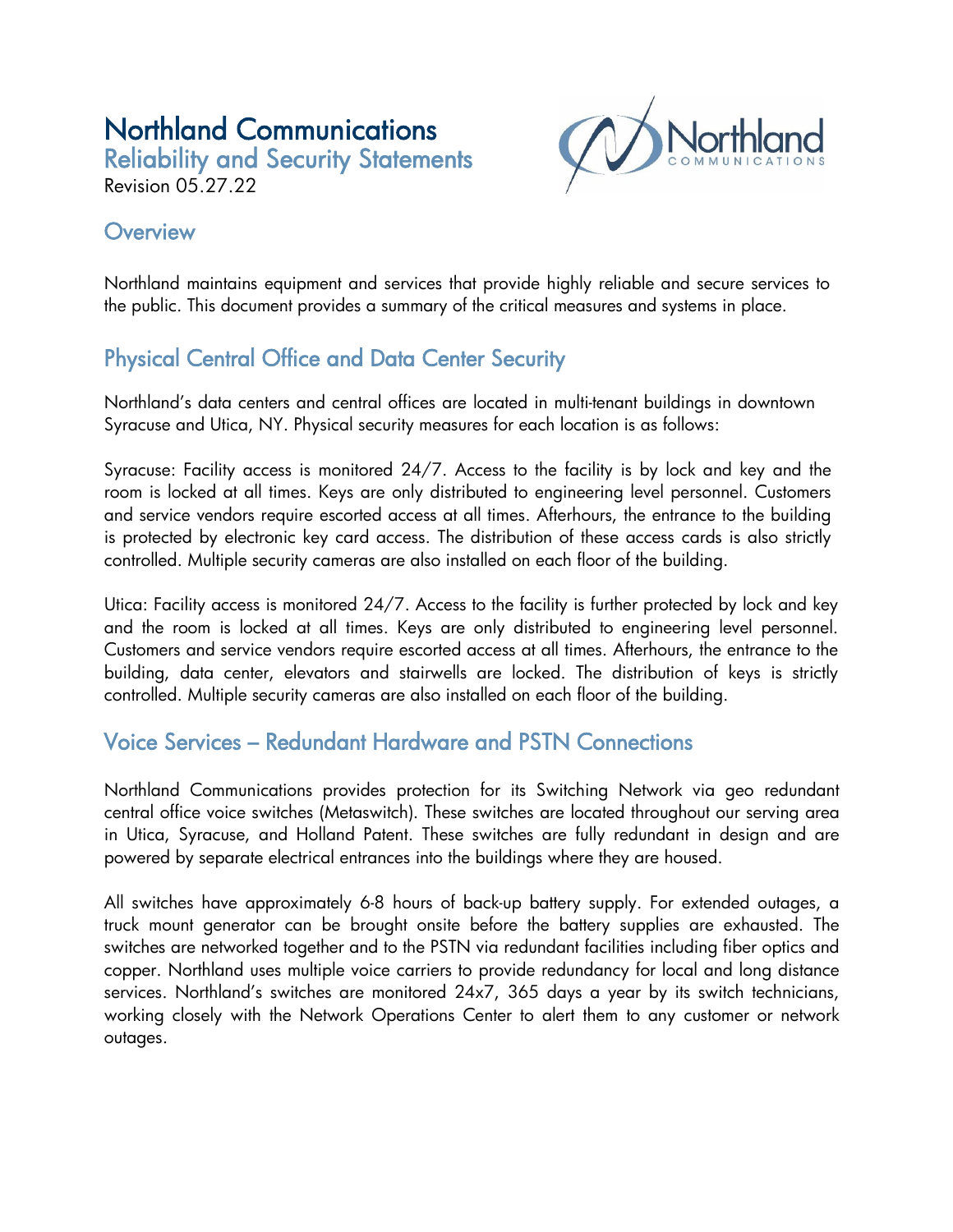# Northland Communications

## Reliability and Security Statements

Revision 05.27.22

## Overview

Northland maintains equipment and services that provide highly reliable and secure services to the public. This document provides a summary of the critical measures and systems in place.

## Physical Central Office and Data Center Security

Northland's data centers and central offices are located in multi-tenant buildings in downtown Syracuse and Utica, NY. Physical security measures for each location is as follows:

Syracuse: Facility access is monitored 24/7. Access to the facility is by lock and key and the room is locked at all times. Keys are only distributed to engineering level personnel. Customers and service vendors require escorted access at all times. Afterhours, the entrance to the building is protected by electronic key card access. The distribution of these access cards is also strictly controlled. Multiple security cameras are also installed on each floor of the building.

Utica: Facility access is monitored 24/7. Access to the facility is further protected by lock and key and the room is locked at all times. Keys are only distributed to engineering level personnel. Customers and service vendors require escorted access at all times. Afterhours, the entrance to the building, data center, elevators and stairwells are locked. The distribution of keys is strictly controlled. Multiple security cameras are also installed on each floor of the building.

## Voice Services – Redundant Hardware and PSTN Connections

Northland Communications provides protection for its Switching Network via geo redundant central office voice switches (Metaswitch). These switches are located throughout our serving area in Utica, Syracuse, and Holland Patent. These switches are fully redundant in design and are powered by separate electrical entrances into the buildings where they are housed.

All switches have approximately 6-8 hours of back-up battery supply. For extended outages, a truck mount generator can be brought onsite before the battery supplies are exhausted. The switches are networked together and to the PSTN via redundant facilities including fiber optics and copper. Northland uses multiple voice carriers to provide redundancy for local and long distance services. Northland's switches are monitored 24x7, 365 days a year by its switch technicians, working closely with the Network Operations Center to alert them to any customer or network outages.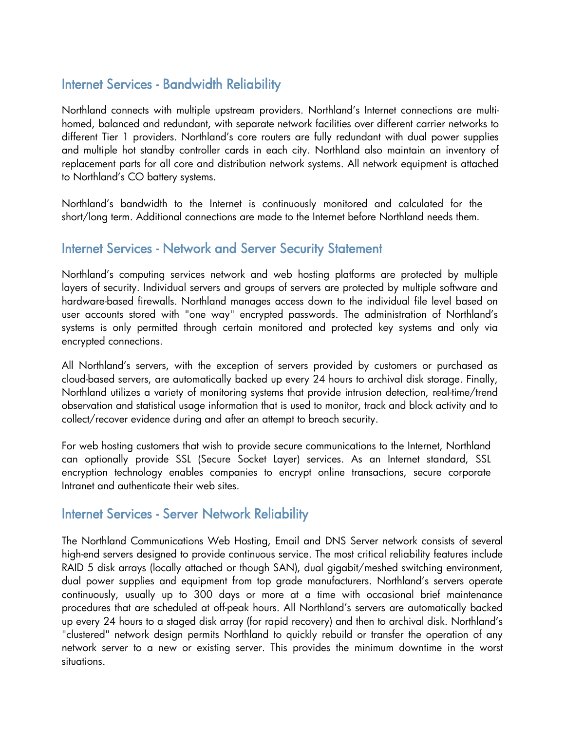## Internet Services - Bandwidth Reliability

Northland connects with multiple upstream providers. Northland's Internet connections are multi-homed, balanced and redundant, with separate network facilities over different carrier networks to different Tier 1 providers. Northland's core routers are fully redundant with dual power supplies and multiple hot standby controller cards in each city. Northland also maintain an inventory of replacement parts for all core and distribution network systems. All network equipment is attached to Northland's CO battery systems.

Northland's bandwidth to the Internet is continuously monitored and calculated for the short/long term. Additional connections are made to the Internet before Northland needs them.

## Internet Services - Network and Server Security Statement

Northland's computing services network and web hosting platforms are protected by multiple layers of security. Individual servers and groups of servers are protected by multiple software and hardware-based firewalls. Northland manages access down to the individual file level based on user accounts stored with "one way" encrypted passwords. The administration of Northland's systems is only permitted through certain monitored and protected key systems and only via encrypted connections.

All Northland's servers, with the exception of servers provided by customers or purchased as cloud-based servers, are automatically backed up every 24 hours to archival disk storage. Finally, Northland utilizes a variety of monitoring systems that provide intrusion detection, real-time/trend observation and statistical usage information that is used to monitor, track and block activity and to collect/recover evidence during and after an attempt to breach security.

For web hosting customers that wish to provide secure communications to the Internet, Northland can optionally provide SSL (Secure Socket Layer) services. As an Internet standard, SSL encryption technology enables companies to encrypt online transactions, secure corporate Intranet and authenticate their web sites.

## Internet Services - Server Network Reliability

The Northland Communications Web Hosting, Email and DNS Server network consists of several high-end servers designed to provide continuous service. The most critical reliability features include RAID 5 disk arrays (locally attached or though SAN), dual gigabit/meshed switching environment, dual power supplies and equipment from top grade manufacturers. Northland's servers operate continuously, usually up to 300 days or more at a time with occasional brief maintenance procedures that are scheduled at off-peak hours. All Northland's servers are automatically backed up every 24 hours to a staged disk array (for rapid recovery) and then to archival disk. Northland's "clustered" network design permits Northland to quickly rebuild or transfer the operation of any network server to a new or existing server. This provides the minimum downtime in the worst situations.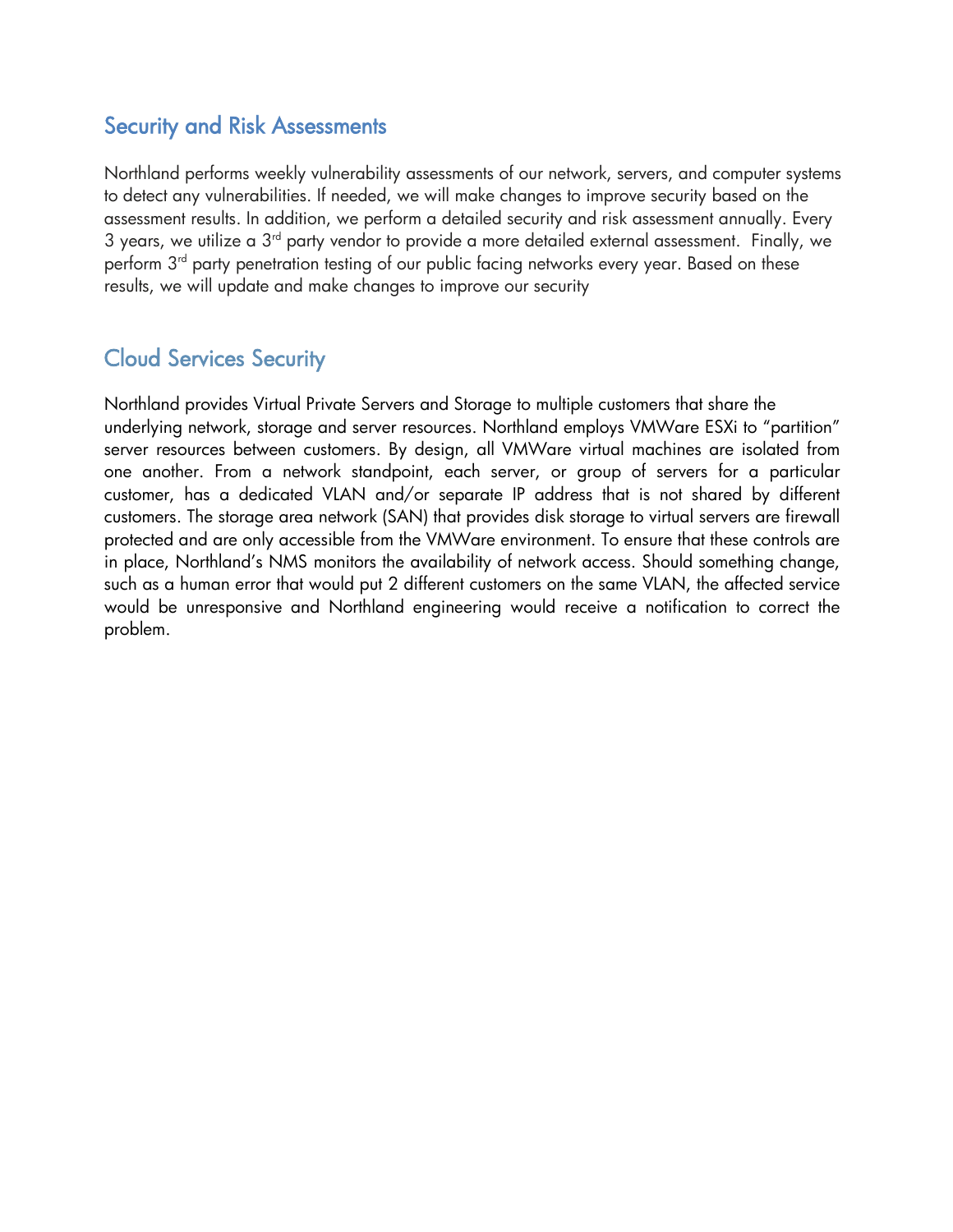## Security and Risk Assessments

Northland performs weekly vulnerability assessments of our network, servers, and computer systems to detect any vulnerabilities. If needed, we will make changes to improve security based on the assessment results. In addition, we perform a detailed security and risk assessment annually. Every 3 years, we utilize a 3rd party vendor to provide a more detailed external assessment. Finally, we perform 3rd party penetration testing of our public facing networks every year. Based on these results, we will update and make changes to improve our security

## Cloud Services Security

Northland provides Virtual Private Servers and Storage to multiple customers that share the underlying network, storage and server resources. Northland employs VMWare ESXi to "partition" server resources between customers. By design, all VMWare virtual machines are isolated from one another. From a network standpoint, each server, or group of servers for a particular customer, has a dedicated VLAN and/or separate IP address that is not shared by different customers. The storage area network (SAN) that provides disk storage to virtual servers are firewall protected and are only accessible from the VMWare environment. To ensure that these controls are in place, Northland's NMS monitors the availability of network access. Should something change, such as a human error that would put 2 different customers on the same VLAN, the affected service would be unresponsive and Northland engineering would receive a notification to correct the problem.